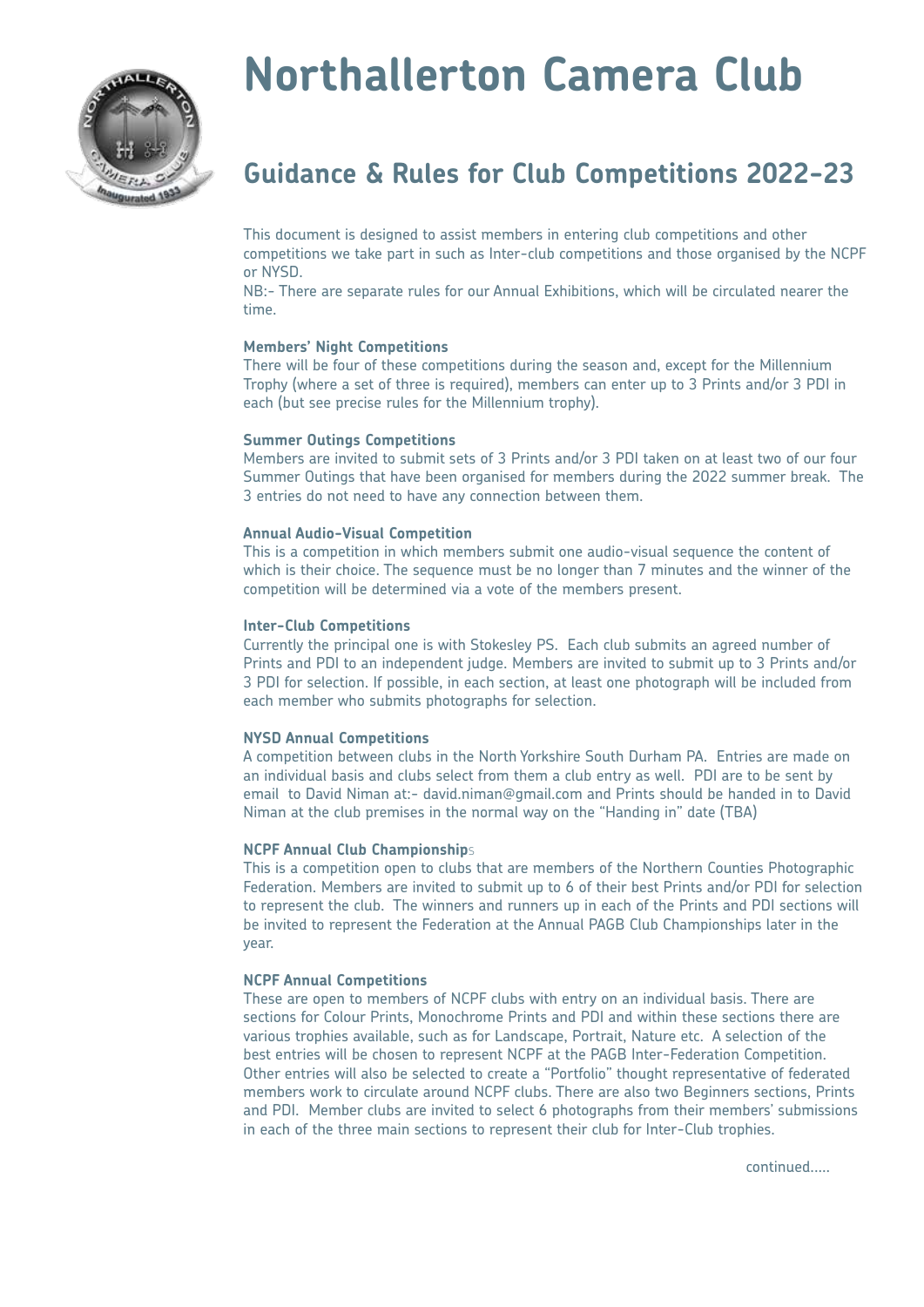# Northallerton Camera Club

## Guidance & Rules for Club Competitions 2022-23

This document is designed to assist members in entering club competitions and other competitions we take part in such as Inter-club competitions and those organised by the NCPF or NYSD.
NB:- There are separate rules for our Annual Exhibitions, which will be circulated nearer the time.

**Members' Night Competitions**
There will be four of these competitions during the season and, except for the Millennium Trophy (where a set of three is required), members can enter up to 3 Prints and/or 3 PDI in each (but see precise rules for the Millennium trophy).

**Summer Outings Competitions**
Members are invited to submit sets of 3 Prints and/or 3 PDI taken on at least two of our four Summer Outings that have been organised for members during the 2022 summer break. The 3 entries do not need to have any connection between them.

**Annual Audio-Visual Competition**
This is a competition in which members submit one audio-visual sequence the content of which is their choice. The sequence must be no longer than 7 minutes and the winner of the competition will be determined via a vote of the members present.

**Inter-Club Competitions**
Currently the principal one is with Stokesley PS. Each club submits an agreed number of Prints and PDI to an independent judge. Members are invited to submit up to 3 Prints and/or 3 PDI for selection. If possible, in each section, at least one photograph will be included from each member who submits photographs for selection.

**NYSD Annual Competitions**
A competition between clubs in the North Yorkshire South Durham PA. Entries are made on an individual basis and clubs select from them a club entry as well. PDI are to be sent by email to David Niman at:- david.niman@gmail.com and Prints should be handed in to David Niman at the club premises in the normal way on the "Handing in" date (TBA)

**NCPF Annual Club Championships**
This is a competition open to clubs that are members of the Northern Counties Photographic Federation. Members are invited to submit up to 6 of their best Prints and/or PDI for selection to represent the club. The winners and runners up in each of the Prints and PDI sections will be invited to represent the Federation at the Annual PAGB Club Championships later in the year.

**NCPF Annual Competitions**
These are open to members of NCPF clubs with entry on an individual basis. There are sections for Colour Prints, Monochrome Prints and PDI and within these sections there are various trophies available, such as for Landscape, Portrait, Nature etc. A selection of the best entries will be chosen to represent NCPF at the PAGB Inter-Federation Competition. Other entries will also be selected to create a "Portfolio" thought representative of federated members work to circulate around NCPF clubs. There are also two Beginners sections, Prints and PDI. Member clubs are invited to select 6 photographs from their members' submissions in each of the three main sections to represent their club for Inter-Club trophies.

continued.....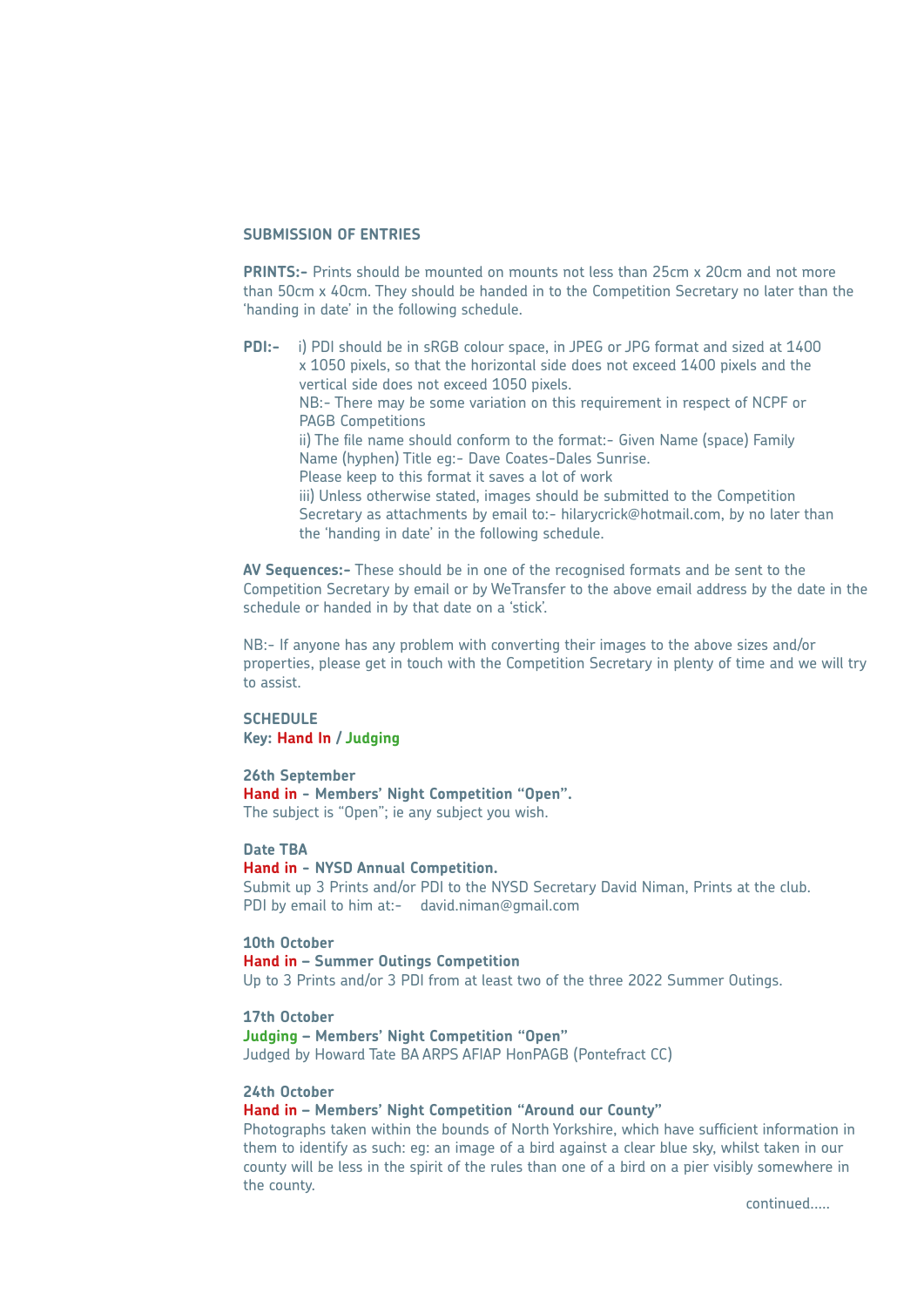## SUBMISSION OF ENTRIES

**PRINTS:-** Prints should be mounted on mounts not less than 25cm x 20cm and not more than 50cm x 40cm. They should be handed in to the Competition Secretary no later than the 'handing in date' in the following schedule.

**PDI:-** i) PDI should be in sRGB colour space, in JPEG or JPG format and sized at 1400 x 1050 pixels, so that the horizontal side does not exceed 1400 pixels and the vertical side does not exceed 1050 pixels.
NB:- There may be some variation on this requirement in respect of NCPF or PAGB Competitions
ii) The file name should conform to the format:- Given Name (space) Family Name (hyphen) Title eg:- Dave Coates-Dales Sunrise.
Please keep to this format it saves a lot of work
iii) Unless otherwise stated, images should be submitted to the Competition Secretary as attachments by email to:- hilarycrick@hotmail.com, by no later than the 'handing in date' in the following schedule.

**AV Sequences:-** These should be in one of the recognised formats and be sent to the Competition Secretary by email or by WeTransfer to the above email address by the date in the schedule or handed in by that date on a 'stick'.

NB:- If anyone has any problem with converting their images to the above sizes and/or properties, please get in touch with the Competition Secretary in plenty of time and we will try to assist.

## SCHEDULE

**Key: Hand In / Judging**

**26th September**
**Hand in - Members' Night Competition "Open".**
The subject is "Open"; ie any subject you wish.

**Date TBA**
**Hand in - NYSD Annual Competition.**
Submit up 3 Prints and/or PDI to the NYSD Secretary David Niman, Prints at the club.
PDI by email to him at:- david.niman@gmail.com

**10th October**
**Hand in – Summer Outings Competition**
Up to 3 Prints and/or 3 PDI from at least two of the three 2022 Summer Outings.

**17th October**
**Judging – Members' Night Competition "Open"**
Judged by Howard Tate BA ARPS AFIAP HonPAGB (Pontefract CC)

**24th October**
**Hand in – Members' Night Competition "Around our County"**
Photographs taken within the bounds of North Yorkshire, which have sufficient information in them to identify as such: eg: an image of a bird against a clear blue sky, whilst taken in our county will be less in the spirit of the rules than one of a bird on a pier visibly somewhere in the county.

continued.....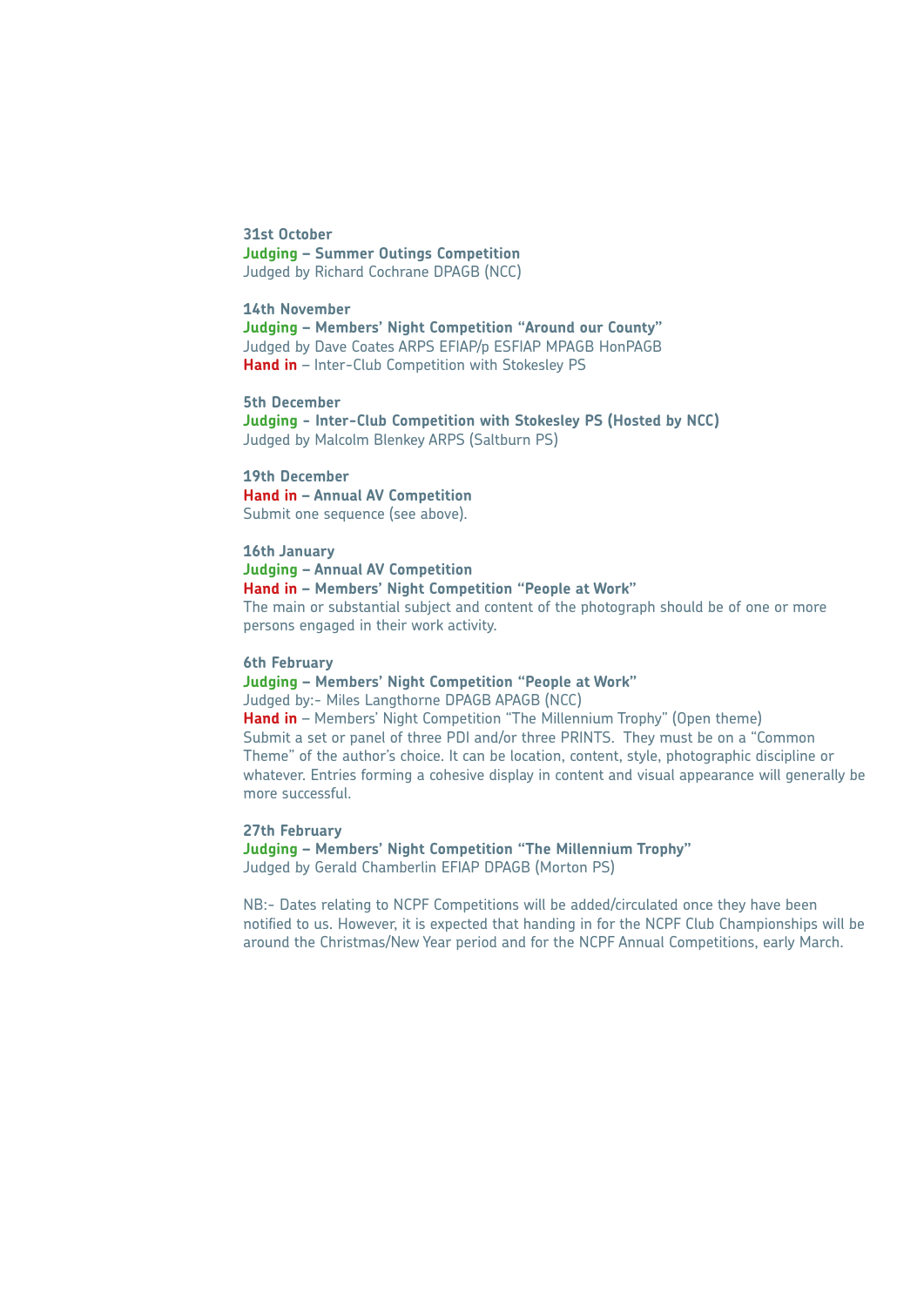**31st October**
**Judging – Summer Outings Competition**
Judged by Richard Cochrane DPAGB (NCC)

**14th November**
**Judging – Members' Night Competition "Around our County"**
Judged by Dave Coates ARPS EFIAP/p ESFIAP MPAGB HonPAGB
**Hand in** – Inter-Club Competition with Stokesley PS

**5th December**
**Judging - Inter-Club Competition with Stokesley PS (Hosted by NCC)**
Judged by Malcolm Blenkey ARPS (Saltburn PS)

**19th December**
**Hand in – Annual AV Competition**
Submit one sequence (see above).

**16th January**
**Judging – Annual AV Competition**
**Hand in – Members' Night Competition "People at Work"**
The main or substantial subject and content of the photograph should be of one or more persons engaged in their work activity.

**6th February**
**Judging – Members' Night Competition "People at Work"**
Judged by:- Miles Langthorne DPAGB APAGB (NCC)
**Hand in** – Members' Night Competition "The Millennium Trophy" (Open theme)
Submit a set or panel of three PDI and/or three PRINTS. They must be on a "Common Theme" of the author's choice. It can be location, content, style, photographic discipline or whatever. Entries forming a cohesive display in content and visual appearance will generally be more successful.

**27th February**
**Judging – Members' Night Competition "The Millennium Trophy"**
Judged by Gerald Chamberlin EFIAP DPAGB (Morton PS)

NB:- Dates relating to NCPF Competitions will be added/circulated once they have been notified to us. However, it is expected that handing in for the NCPF Club Championships will be around the Christmas/New Year period and for the NCPF Annual Competitions, early March.